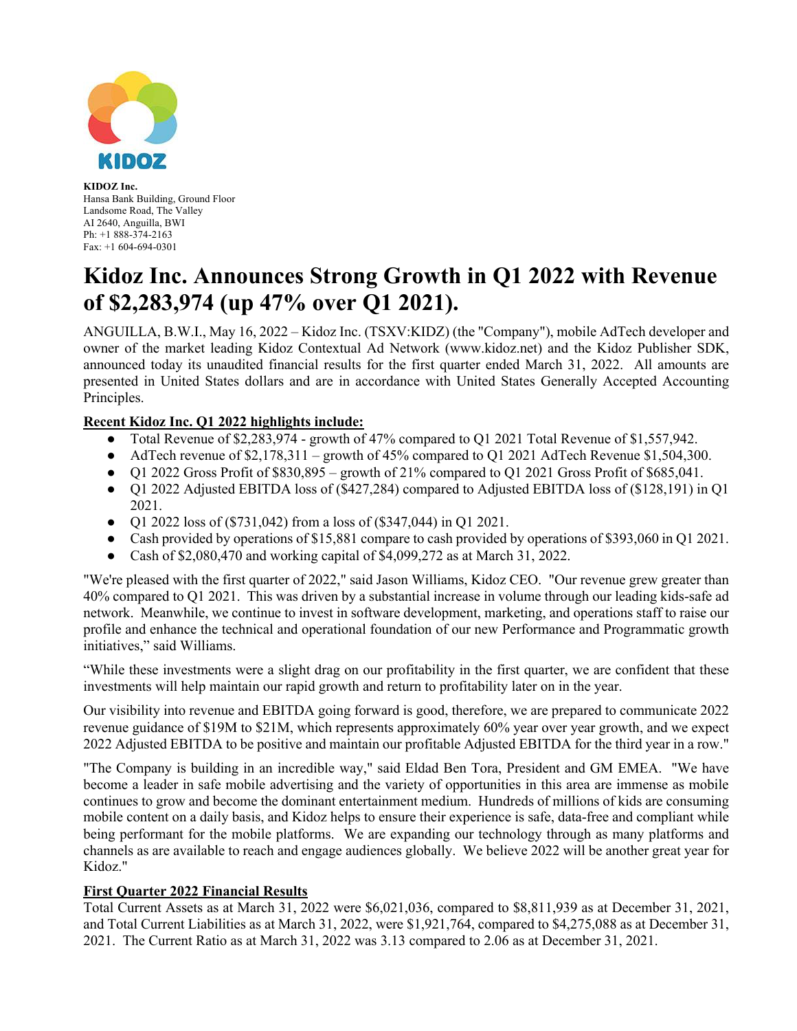**KIDOZ Inc.**
Hansa Bank Building, Ground Floor
Landsome Road, The Valley
AI 2640, Anguilla, BWI
Ph: +1 888-374-2163
Fax: +1 604-694-0301

# Kidoz Inc. Announces Strong Growth in Q1 2022 with Revenue of $2,283,974 (up 47% over Q1 2021).

ANGUILLA, B.W.I., May 16, 2022 – Kidoz Inc. (TSXV:KIDZ) (the "Company"), mobile AdTech developer and owner of the market leading Kidoz Contextual Ad Network (www.kidoz.net) and the Kidoz Publisher SDK, announced today its unaudited financial results for the first quarter ended March 31, 2022. All amounts are presented in United States dollars and are in accordance with United States Generally Accepted Accounting Principles.

**Recent Kidoz Inc. Q1 2022 highlights include:**

- Total Revenue of $2,283,974 - growth of 47% compared to Q1 2021 Total Revenue of $1,557,942.
- AdTech revenue of $2,178,311 – growth of 45% compared to Q1 2021 AdTech Revenue $1,504,300.
- Q1 2022 Gross Profit of $830,895 – growth of 21% compared to Q1 2021 Gross Profit of $685,041.
- Q1 2022 Adjusted EBITDA loss of ($427,284) compared to Adjusted EBITDA loss of ($128,191) in Q1 2021.
- Q1 2022 loss of ($731,042) from a loss of ($347,044) in Q1 2021.
- Cash provided by operations of $15,881 compare to cash provided by operations of $393,060 in Q1 2021.
- Cash of $2,080,470 and working capital of $4,099,272 as at March 31, 2022.

"We're pleased with the first quarter of 2022," said Jason Williams, Kidoz CEO. "Our revenue grew greater than 40% compared to Q1 2021. This was driven by a substantial increase in volume through our leading kids-safe ad network. Meanwhile, we continue to invest in software development, marketing, and operations staff to raise our profile and enhance the technical and operational foundation of our new Performance and Programmatic growth initiatives," said Williams.

"While these investments were a slight drag on our profitability in the first quarter, we are confident that these investments will help maintain our rapid growth and return to profitability later on in the year.

Our visibility into revenue and EBITDA going forward is good, therefore, we are prepared to communicate 2022 revenue guidance of $19M to $21M, which represents approximately 60% year over year growth, and we expect 2022 Adjusted EBITDA to be positive and maintain our profitable Adjusted EBITDA for the third year in a row."

"The Company is building in an incredible way," said Eldad Ben Tora, President and GM EMEA. "We have become a leader in safe mobile advertising and the variety of opportunities in this area are immense as mobile continues to grow and become the dominant entertainment medium. Hundreds of millions of kids are consuming mobile content on a daily basis, and Kidoz helps to ensure their experience is safe, data-free and compliant while being performant for the mobile platforms. We are expanding our technology through as many platforms and channels as are available to reach and engage audiences globally. We believe 2022 will be another great year for Kidoz."

**First Quarter 2022 Financial Results**

Total Current Assets as at March 31, 2022 were $6,021,036, compared to $8,811,939 as at December 31, 2021, and Total Current Liabilities as at March 31, 2022, were $1,921,764, compared to $4,275,088 as at December 31, 2021. The Current Ratio as at March 31, 2022 was 3.13 compared to 2.06 as at December 31, 2021.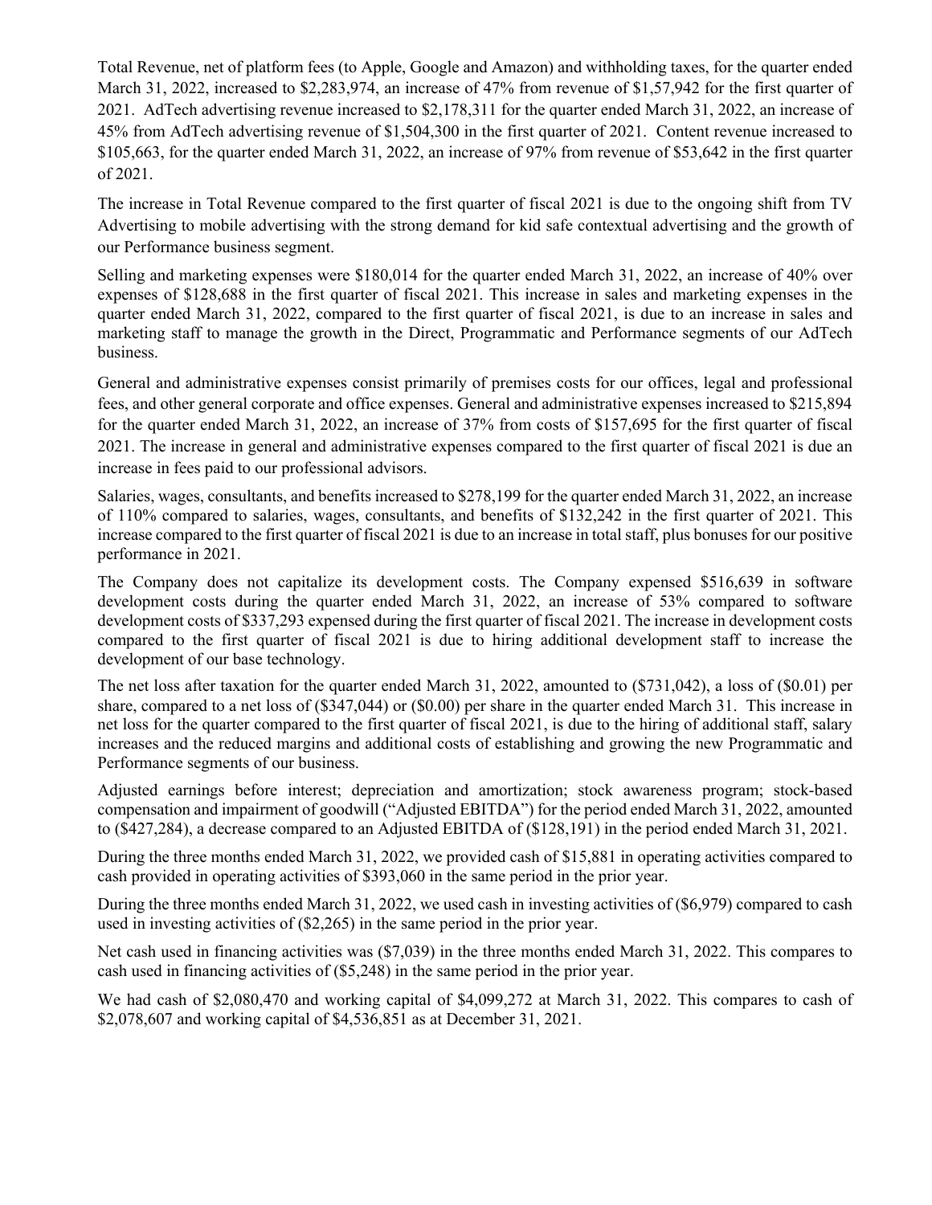Total Revenue, net of platform fees (to Apple, Google and Amazon) and withholding taxes, for the quarter ended March 31, 2022, increased to $2,283,974, an increase of 47% from revenue of $1,57,942 for the first quarter of 2021. AdTech advertising revenue increased to $2,178,311 for the quarter ended March 31, 2022, an increase of 45% from AdTech advertising revenue of $1,504,300 in the first quarter of 2021. Content revenue increased to $105,663, for the quarter ended March 31, 2022, an increase of 97% from revenue of $53,642 in the first quarter of 2021.

The increase in Total Revenue compared to the first quarter of fiscal 2021 is due to the ongoing shift from TV Advertising to mobile advertising with the strong demand for kid safe contextual advertising and the growth of our Performance business segment.

Selling and marketing expenses were $180,014 for the quarter ended March 31, 2022, an increase of 40% over expenses of $128,688 in the first quarter of fiscal 2021. This increase in sales and marketing expenses in the quarter ended March 31, 2022, compared to the first quarter of fiscal 2021, is due to an increase in sales and marketing staff to manage the growth in the Direct, Programmatic and Performance segments of our AdTech business.

General and administrative expenses consist primarily of premises costs for our offices, legal and professional fees, and other general corporate and office expenses. General and administrative expenses increased to $215,894 for the quarter ended March 31, 2022, an increase of 37% from costs of $157,695 for the first quarter of fiscal 2021. The increase in general and administrative expenses compared to the first quarter of fiscal 2021 is due an increase in fees paid to our professional advisors.

Salaries, wages, consultants, and benefits increased to $278,199 for the quarter ended March 31, 2022, an increase of 110% compared to salaries, wages, consultants, and benefits of $132,242 in the first quarter of 2021. This increase compared to the first quarter of fiscal 2021 is due to an increase in total staff, plus bonuses for our positive performance in 2021.

The Company does not capitalize its development costs. The Company expensed $516,639 in software development costs during the quarter ended March 31, 2022, an increase of 53% compared to software development costs of $337,293 expensed during the first quarter of fiscal 2021. The increase in development costs compared to the first quarter of fiscal 2021 is due to hiring additional development staff to increase the development of our base technology.

The net loss after taxation for the quarter ended March 31, 2022, amounted to ($731,042), a loss of ($0.01) per share, compared to a net loss of ($347,044) or ($0.00) per share in the quarter ended March 31. This increase in net loss for the quarter compared to the first quarter of fiscal 2021, is due to the hiring of additional staff, salary increases and the reduced margins and additional costs of establishing and growing the new Programmatic and Performance segments of our business.

Adjusted earnings before interest; depreciation and amortization; stock awareness program; stock-based compensation and impairment of goodwill ("Adjusted EBITDA") for the period ended March 31, 2022, amounted to ($427,284), a decrease compared to an Adjusted EBITDA of ($128,191) in the period ended March 31, 2021.

During the three months ended March 31, 2022, we provided cash of $15,881 in operating activities compared to cash provided in operating activities of $393,060 in the same period in the prior year.

During the three months ended March 31, 2022, we used cash in investing activities of ($6,979) compared to cash used in investing activities of ($2,265) in the same period in the prior year.

Net cash used in financing activities was ($7,039) in the three months ended March 31, 2022. This compares to cash used in financing activities of ($5,248) in the same period in the prior year.

We had cash of $2,080,470 and working capital of $4,099,272 at March 31, 2022. This compares to cash of $2,078,607 and working capital of $4,536,851 as at December 31, 2021.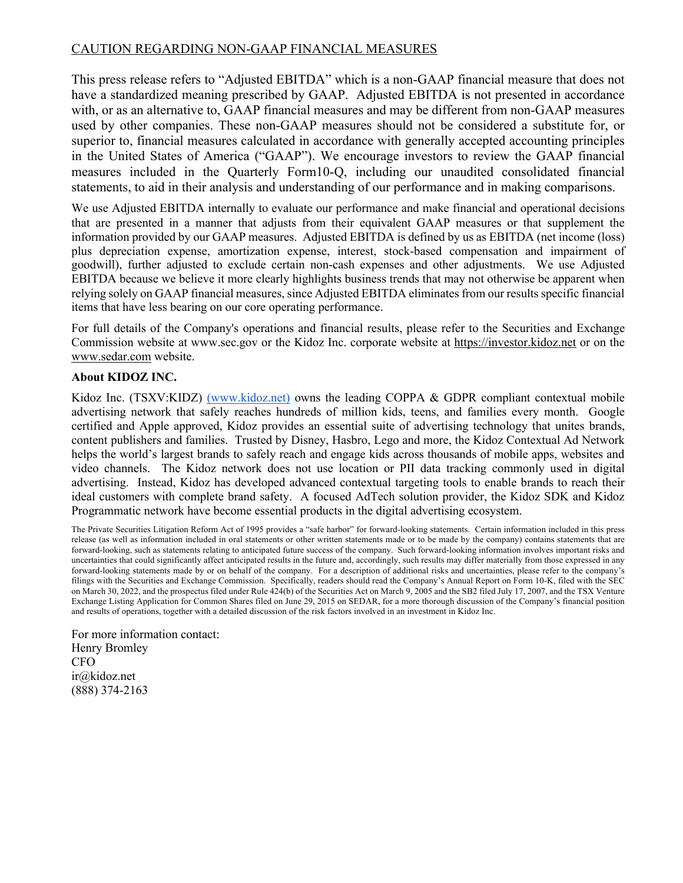## CAUTION REGARDING NON-GAAP FINANCIAL MEASURES

This press release refers to "Adjusted EBITDA" which is a non-GAAP financial measure that does not have a standardized meaning prescribed by GAAP. Adjusted EBITDA is not presented in accordance with, or as an alternative to, GAAP financial measures and may be different from non-GAAP measures used by other companies. These non-GAAP measures should not be considered a substitute for, or superior to, financial measures calculated in accordance with generally accepted accounting principles in the United States of America ("GAAP"). We encourage investors to review the GAAP financial measures included in the Quarterly Form10-Q, including our unaudited consolidated financial statements, to aid in their analysis and understanding of our performance and in making comparisons.

We use Adjusted EBITDA internally to evaluate our performance and make financial and operational decisions that are presented in a manner that adjusts from their equivalent GAAP measures or that supplement the information provided by our GAAP measures. Adjusted EBITDA is defined by us as EBITDA (net income (loss) plus depreciation expense, amortization expense, interest, stock-based compensation and impairment of goodwill), further adjusted to exclude certain non-cash expenses and other adjustments. We use Adjusted EBITDA because we believe it more clearly highlights business trends that may not otherwise be apparent when relying solely on GAAP financial measures, since Adjusted EBITDA eliminates from our results specific financial items that have less bearing on our core operating performance.

For full details of the Company's operations and financial results, please refer to the Securities and Exchange Commission website at www.sec.gov or the Kidoz Inc. corporate website at https://investor.kidoz.net or on the www.sedar.com website.

**About KIDOZ INC.**

Kidoz Inc. (TSXV:KIDZ) (www.kidoz.net) owns the leading COPPA & GDPR compliant contextual mobile advertising network that safely reaches hundreds of million kids, teens, and families every month. Google certified and Apple approved, Kidoz provides an essential suite of advertising technology that unites brands, content publishers and families. Trusted by Disney, Hasbro, Lego and more, the Kidoz Contextual Ad Network helps the world's largest brands to safely reach and engage kids across thousands of mobile apps, websites and video channels. The Kidoz network does not use location or PII data tracking commonly used in digital advertising. Instead, Kidoz has developed advanced contextual targeting tools to enable brands to reach their ideal customers with complete brand safety. A focused AdTech solution provider, the Kidoz SDK and Kidoz Programmatic network have become essential products in the digital advertising ecosystem.

The Private Securities Litigation Reform Act of 1995 provides a "safe harbor" for forward-looking statements. Certain information included in this press release (as well as information included in oral statements or other written statements made or to be made by the company) contains statements that are forward-looking, such as statements relating to anticipated future success of the company. Such forward-looking information involves important risks and uncertainties that could significantly affect anticipated results in the future and, accordingly, such results may differ materially from those expressed in any forward-looking statements made by or on behalf of the company. For a description of additional risks and uncertainties, please refer to the company's filings with the Securities and Exchange Commission. Specifically, readers should read the Company's Annual Report on Form 10-K, filed with the SEC on March 30, 2022, and the prospectus filed under Rule 424(b) of the Securities Act on March 9, 2005 and the SB2 filed July 17, 2007, and the TSX Venture Exchange Listing Application for Common Shares filed on June 29, 2015 on SEDAR, for a more thorough discussion of the Company's financial position and results of operations, together with a detailed discussion of the risk factors involved in an investment in Kidoz Inc.

For more information contact:
Henry Bromley
CFO
ir@kidoz.net
(888) 374-2163